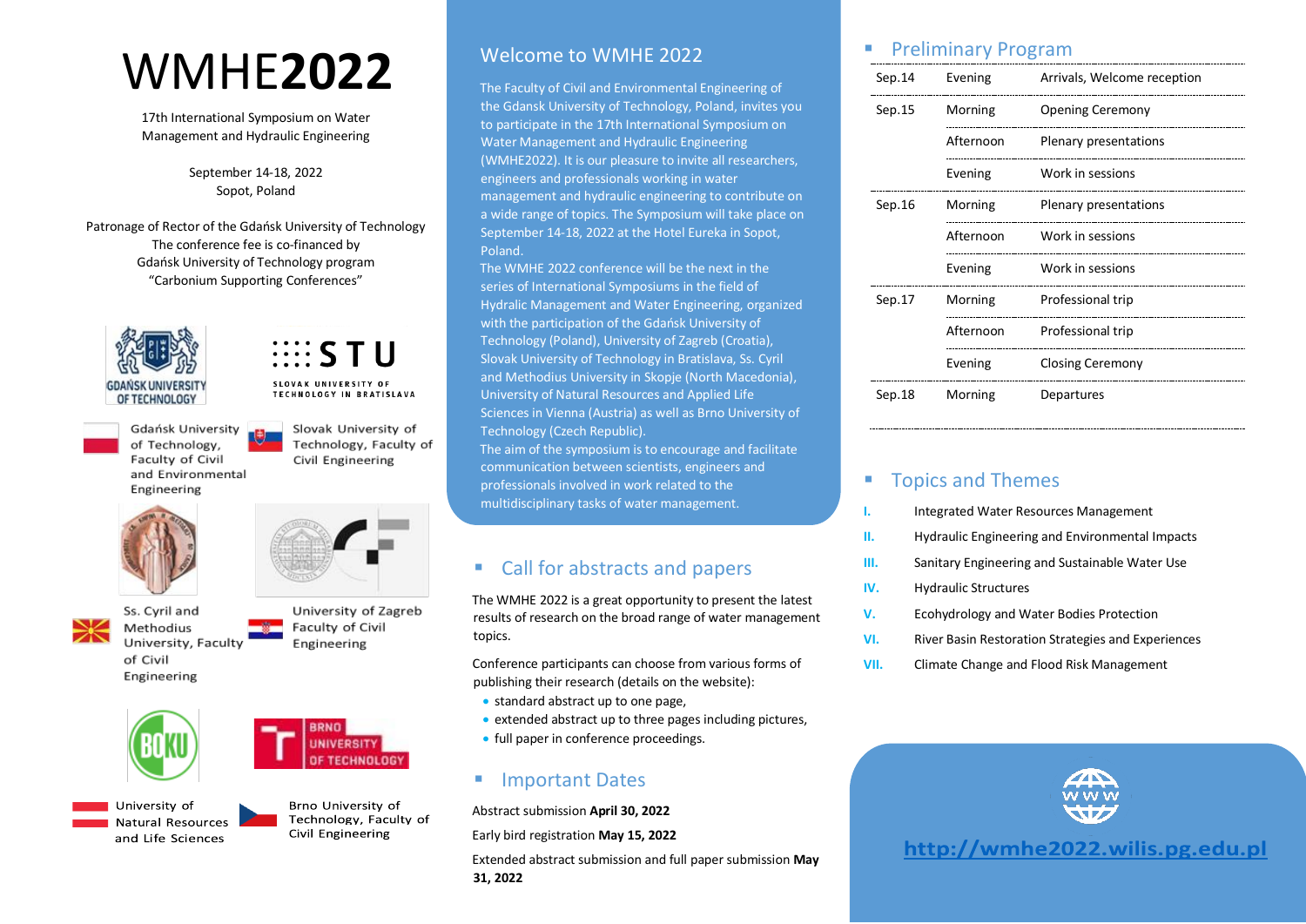# WMHE**2022**

17th International Symposium on Water Management and Hydraulic Engineering

September 14-18, 2022
Sopot, Poland

Patronage of Rector of the Gdańsk University of Technology
The conference fee is co-financed by
Gdańsk University of Technology program
"Carbonium Supporting Conferences"

GDAŃSK UNIVERSITY OF TECHNOLOGY

STU
SLOVAK UNIVERSITY OF TECHNOLOGY IN BRATISLAVA

Gdańsk University of Technology, Faculty of Civil and Environmental Engineering

Slovak University of Technology, Faculty of Civil Engineering

Ss. Cyril and Methodius University, Faculty of Civil Engineering

University of Zagreb Faculty of Civil Engineering

BOKU

BRNO UNIVERSITY OF TECHNOLOGY

University of Natural Resources and Life Sciences

Brno University of Technology, Faculty of Civil Engineering

## Welcome to WMHE 2022

The Faculty of Civil and Environmental Engineering of the Gdansk University of Technology, Poland, invites you to participate in the 17th International Symposium on Water Management and Hydraulic Engineering (WMHE2022). It is our pleasure to invite all researchers, engineers and professionals working in water management and hydraulic engineering to contribute on a wide range of topics. The Symposium will take place on September 14-18, 2022 at the Hotel Eureka in Sopot, Poland.

The WMHE 2022 conference will be the next in the series of International Symposiums in the field of Hydralic Management and Water Engineering, organized with the participation of the Gdańsk University of Technology (Poland), University of Zagreb (Croatia), Slovak University of Technology in Bratislava, Ss. Cyril and Methodius University in Skopje (North Macedonia), University of Natural Resources and Applied Life Sciences in Vienna (Austria) as well as Brno University of Technology (Czech Republic).

The aim of the symposium is to encourage and facilitate communication between scientists, engineers and professionals involved in work related to the multidisciplinary tasks of water management.

## Call for abstracts and papers

The WMHE 2022 is a great opportunity to present the latest results of research on the broad range of water management topics.

Conference participants can choose from various forms of publishing their research (details on the website):

- standard abstract up to one page,
- extended abstract up to three pages including pictures,
- full paper in conference proceedings.

## Important Dates

Abstract submission **April 30, 2022**

Early bird registration **May 15, 2022**

Extended abstract submission and full paper submission **May 31, 2022**

## Preliminary Program

| | | |
|---|---|---|
| Sep.14 | Evening | Arrivals, Welcome reception |
| Sep.15 | Morning | Opening Ceremony |
| | Afternoon | Plenary presentations |
| | Evening | Work in sessions |
| Sep.16 | Morning | Plenary presentations |
| | Afternoon | Work in sessions |
| | Evening | Work in sessions |
| Sep.17 | Morning | Professional trip |
| | Afternoon | Professional trip |
| | Evening | Closing Ceremony |
| Sep.18 | Morning | Departures |

## Topics and Themes

I. Integrated Water Resources Management
II. Hydraulic Engineering and Environmental Impacts
III. Sanitary Engineering and Sustainable Water Use
IV. Hydraulic Structures
V. Ecohydrology and Water Bodies Protection
VI. River Basin Restoration Strategies and Experiences
VII. Climate Change and Flood Risk Management

http://wmhe2022.wilis.pg.edu.pl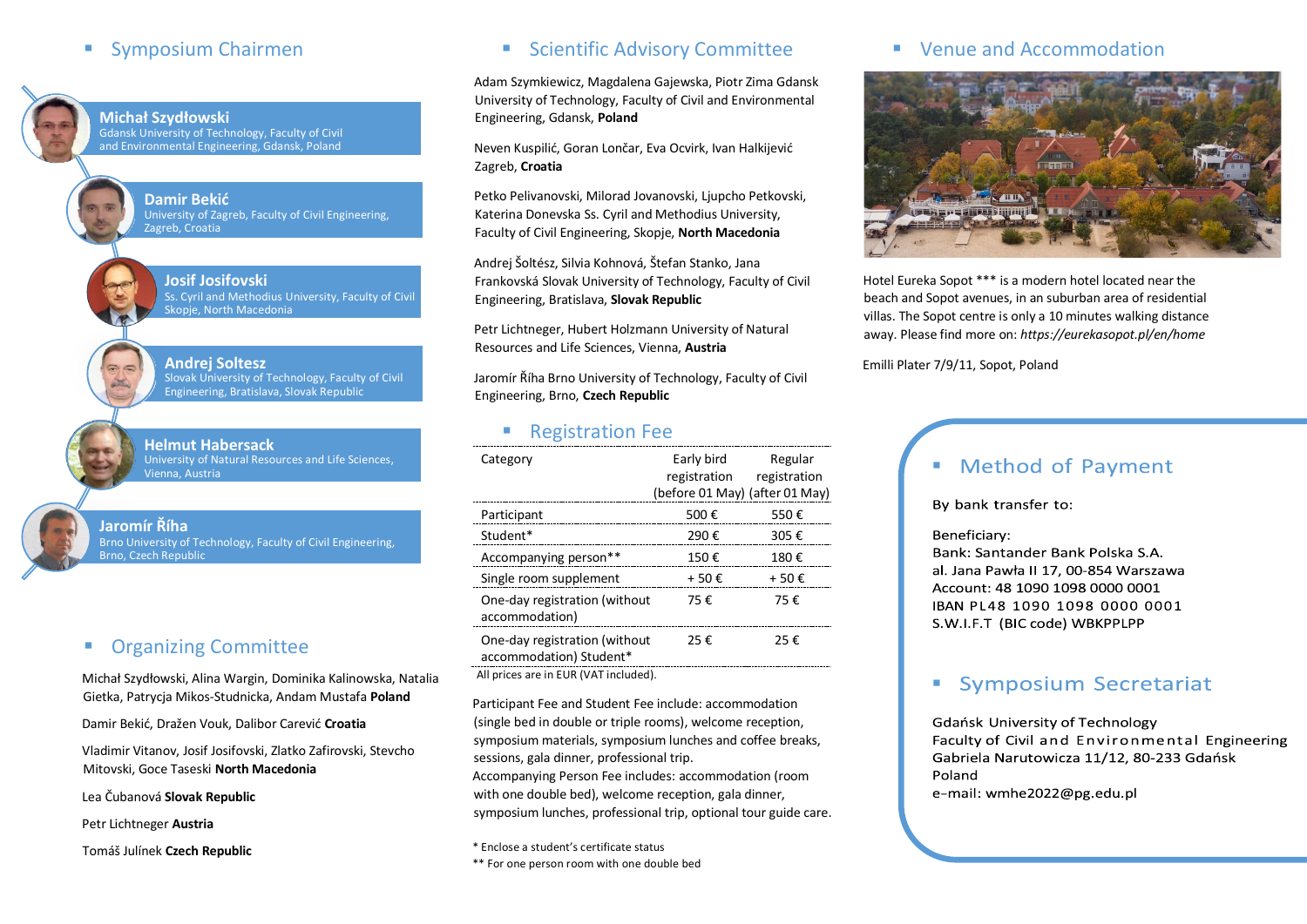## Symposium Chairmen

**Michał Szydłowski**
Gdansk University of Technology, Faculty of Civil and Environmental Engineering, Gdansk, Poland

**Damir Bekić**
University of Zagreb, Faculty of Civil Engineering, Zagreb, Croatia

**Josif Josifovski**
Ss. Cyril and Methodius University, Faculty of Civil Skopje, North Macedonia

**Andrej Soltesz**
Slovak University of Technology, Faculty of Civil Engineering, Bratislava, Slovak Republic

**Helmut Habersack**
University of Natural Resources and Life Sciences, Vienna, Austria

**Jaromír Říha**
Brno University of Technology, Faculty of Civil Engineering, Brno, Czech Republic

## Organizing Committee

Michał Szydłowski, Alina Wargin, Dominika Kalinowska, Natalia Gietka, Patrycja Mikos-Studnicka, Andam Mustafa **Poland**

Damir Bekić, Dražen Vouk, Dalibor Carević **Croatia**

Vladimir Vitanov, Josif Josifovski, Zlatko Zafirovski, Stevcho Mitovski, Goce Taseski **North Macedonia**

Lea Čubanová **Slovak Republic**

Petr Lichtneger **Austria**

Tomáš Julínek **Czech Republic**

## Scientific Advisory Committee

Adam Szymkiewicz, Magdalena Gajewska, Piotr Zima Gdansk University of Technology, Faculty of Civil and Environmental Engineering, Gdansk, **Poland**

Neven Kuspilić, Goran Lončar, Eva Ocvirk, Ivan Halkijević Zagreb, **Croatia**

Petko Pelivanovski, Milorad Jovanovski, Ljupcho Petkovski, Katerina Donevska Ss. Cyril and Methodius University, Faculty of Civil Engineering, Skopje, **North Macedonia**

Andrej Šoltész, Silvia Kohnová, Štefan Stanko, Jana Frankovská Slovak University of Technology, Faculty of Civil Engineering, Bratislava, **Slovak Republic**

Petr Lichtneger, Hubert Holzmann University of Natural Resources and Life Sciences, Vienna, **Austria**

Jaromír Říha Brno University of Technology, Faculty of Civil Engineering, Brno, **Czech Republic**

## Registration Fee

| Category | Early bird registration (before 01 May) | Regular registration (after 01 May) |
|---|---|---|
| Participant | 500 € | 550 € |
| Student* | 290 € | 305 € |
| Accompanying person** | 150 € | 180 € |
| Single room supplement | + 50 € | + 50 € |
| One-day registration (without accommodation) | 75 € | 75 € |
| One-day registration (without accommodation) Student* | 25 € | 25 € |

All prices are in EUR (VAT included).

Participant Fee and Student Fee include: accommodation (single bed in double or triple rooms), welcome reception, symposium materials, symposium lunches and coffee breaks, sessions, gala dinner, professional trip.
Accompanying Person Fee includes: accommodation (room with one double bed), welcome reception, gala dinner, symposium lunches, professional trip, optional tour guide care.

\* Enclose a student's certificate status
\*\* For one person room with one double bed

## Venue and Accommodation

Hotel Eureka Sopot *** is a modern hotel located near the beach and Sopot avenues, in an suburban area of residential villas. The Sopot centre is only a 10 minutes walking distance away. Please find more on: *https://eurekasopot.pl/en/home*

Emilli Plater 7/9/11, Sopot, Poland

## Method of Payment

By bank transfer to:

Beneficiary:
Bank: Santander Bank Polska S.A.
al. Jana Pawła II 17, 00-854 Warszawa
Account: 48 1090 1098 0000 0001
IBAN PL48 1090 1098 0000 0001
S.W.I.F.T (BIC code) WBKPPLPP

## Symposium Secretariat

Gdańsk University of Technology
Faculty of Civil and Environmental Engineering
Gabriela Narutowicza 11/12, 80-233 Gdańsk
Poland
e-mail: wmhe2022@pg.edu.pl